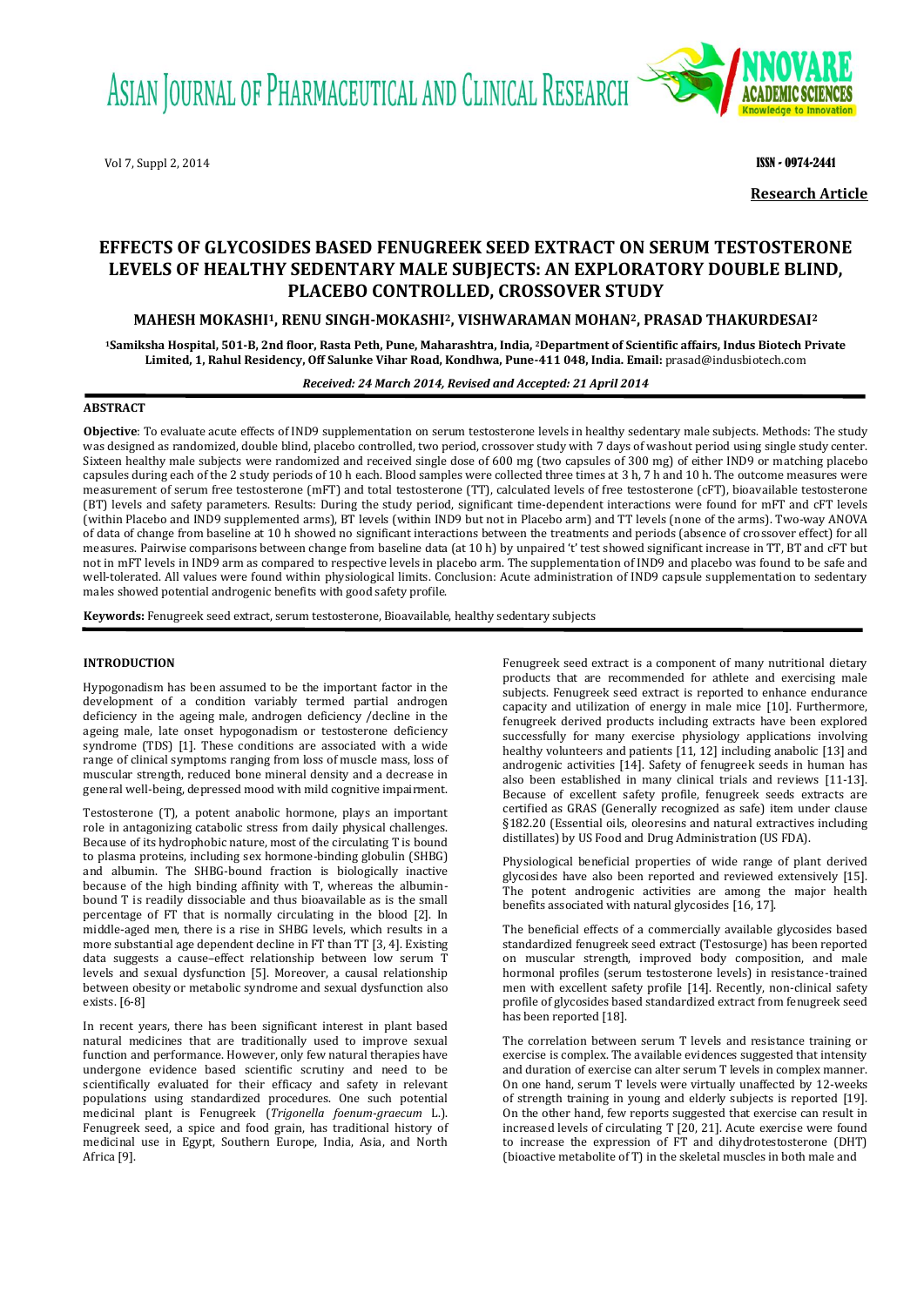**Research Article**

# EFFECTS OF GLYCOSIDES BASED FENUGREEK SEED EXTRACT ON SERUM TESTOSTERONE LEVELS OF HEALTHY SEDENTARY MALE SUBJECTS: AN EXPLORATORY DOUBLE BLIND, PLACEBO CONTROLLED, CROSSOVER STUDY

**MAHESH MOKASHI[1], RENU SINGH-MOKASHI[2], VISHWARAMAN MOHAN[2], PRASAD THAKURDESAI[2]**

[1]Samiksha Hospital, 501-B, 2nd floor, Rasta Peth, Pune, Maharashtra, India, [2]Department of Scientific affairs, Indus Biotech Private Limited, 1, Rahul Residency, Off Salunke Vihar Road, Kondhwa, Pune-411 048, India. Email: prasad@indusbiotech.com

*Received: 24 March 2014, Revised and Accepted: 21 April 2014*

## ABSTRACT

**Objective**: To evaluate acute effects of IND9 supplementation on serum testosterone levels in healthy sedentary male subjects. Methods: The study was designed as randomized, double blind, placebo controlled, two period, crossover study with 7 days of washout period using single study center. Sixteen healthy male subjects were randomized and received single dose of 600 mg (two capsules of 300 mg) of either IND9 or matching placebo capsules during each of the 2 study periods of 10 h each. Blood samples were collected three times at 3 h, 7 h and 10 h. The outcome measures were measurement of serum free testosterone (mFT) and total testosterone (TT), calculated levels of free testosterone (cFT), bioavailable testosterone (BT) levels and safety parameters. Results: During the study period, significant time-dependent interactions were found for mFT and cFT levels (within Placebo and IND9 supplemented arms), BT levels (within IND9 but not in Placebo arm) and TT levels (none of the arms). Two-way ANOVA of data of change from baseline at 10 h showed no significant interactions between the treatments and periods (absence of crossover effect) for all measures. Pairwise comparisons between change from baseline data (at 10 h) by unpaired 't' test showed significant increase in TT, BT and cFT but not in mFT levels in IND9 arm as compared to respective levels in placebo arm. The supplementation of IND9 and placebo was found to be safe and well-tolerated. All values were found within physiological limits. Conclusion: Acute administration of IND9 capsule supplementation to sedentary males showed potential androgenic benefits with good safety profile.

**Keywords:** Fenugreek seed extract, serum testosterone, Bioavailable, healthy sedentary subjects

## INTRODUCTION

Hypogonadism has been assumed to be the important factor in the development of a condition variably termed partial androgen deficiency in the ageing male, androgen deficiency /decline in the ageing male, late onset hypogonadism or testosterone deficiency syndrome (TDS) [1]. These conditions are associated with a wide range of clinical symptoms ranging from loss of muscle mass, loss of muscular strength, reduced bone mineral density and a decrease in general well-being, depressed mood with mild cognitive impairment.

Testosterone (T), a potent anabolic hormone, plays an important role in antagonizing catabolic stress from daily physical challenges. Because of its hydrophobic nature, most of the circulating T is bound to plasma proteins, including sex hormone-binding globulin (SHBG) and albumin. The SHBG-bound fraction is biologically inactive because of the high binding affinity with T, whereas the albumin-bound T is readily dissociable and thus bioavailable as is the small percentage of FT that is normally circulating in the blood [2]. In middle-aged men, there is a rise in SHBG levels, which results in a more substantial age dependent decline in FT than TT [3, 4]. Existing data suggests a cause–effect relationship between low serum T levels and sexual dysfunction [5]. Moreover, a causal relationship between obesity or metabolic syndrome and sexual dysfunction also exists. [6-8]

In recent years, there has been significant interest in plant based natural medicines that are traditionally used to improve sexual function and performance. However, only few natural therapies have undergone evidence based scientific scrutiny and need to be scientifically evaluated for their efficacy and safety in relevant populations using standardized procedures. One such potential medicinal plant is Fenugreek (*Trigonella foenum-graecum* L.). Fenugreek seed, a spice and food grain, has traditional history of medicinal use in Egypt, Southern Europe, India, Asia, and North Africa [9].

Fenugreek seed extract is a component of many nutritional dietary products that are recommended for athlete and exercising male subjects. Fenugreek seed extract is reported to enhance endurance capacity and utilization of energy in male mice [10]. Furthermore, fenugreek derived products including extracts have been explored successfully for many exercise physiology applications involving healthy volunteers and patients [11, 12] including anabolic [13] and androgenic activities [14]. Safety of fenugreek seeds in human has also been established in many clinical trials and reviews [11-13]. Because of excellent safety profile, fenugreek seeds extracts are certified as GRAS (Generally recognized as safe) item under clause §182.20 (Essential oils, oleoresins and natural extractives including distillates) by US Food and Drug Administration (US FDA).

Physiological beneficial properties of wide range of plant derived glycosides have also been reported and reviewed extensively [15]. The potent androgenic activities are among the major health benefits associated with natural glycosides [16, 17].

The beneficial effects of a commercially available glycosides based standardized fenugreek seed extract (Testosurge) has been reported on muscular strength, improved body composition, and male hormonal profiles (serum testosterone levels) in resistance-trained men with excellent safety profile [14]. Recently, non-clinical safety profile of glycosides based standardized extract from fenugreek seed has been reported [18].

The correlation between serum T levels and resistance training or exercise is complex. The available evidences suggested that intensity and duration of exercise can alter serum T levels in complex manner. On one hand, serum T levels were virtually unaffected by 12-weeks of strength training in young and elderly subjects is reported [19]. On the other hand, few reports suggested that exercise can result in increased levels of circulating T [20, 21]. Acute exercise were found to increase the expression of FT and dihydrotestosterone (DHT) (bioactive metabolite of T) in the skeletal muscles in both male and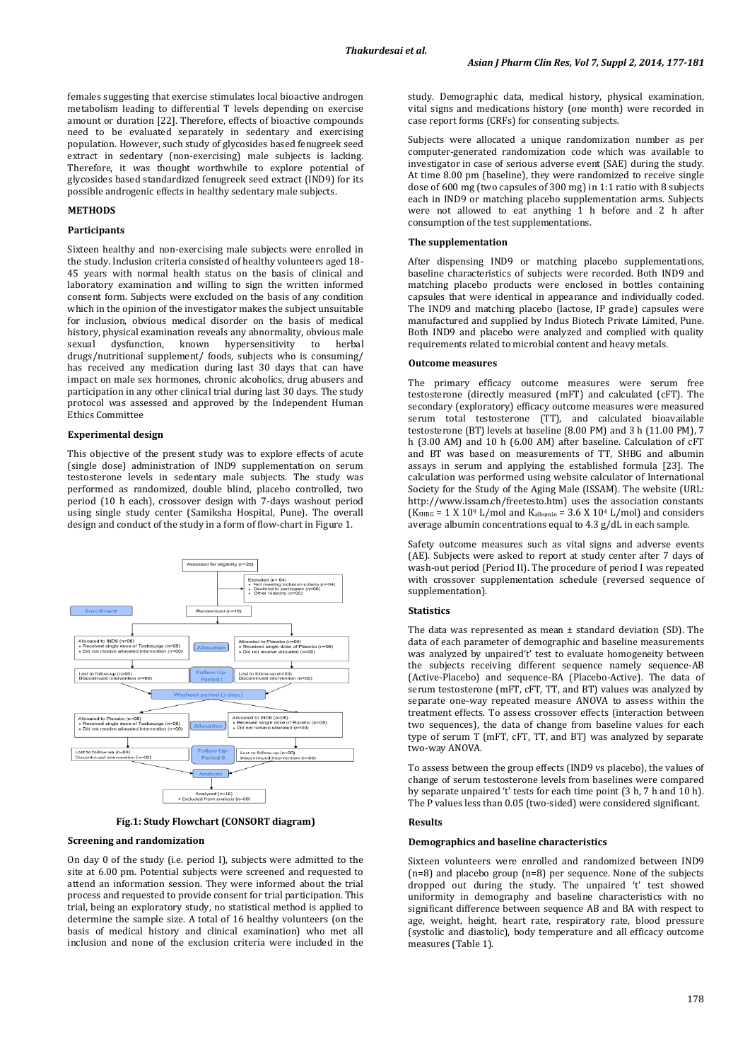females suggesting that exercise stimulates local bioactive androgen metabolism leading to differential T levels depending on exercise amount or duration [22]. Therefore, effects of bioactive compounds need to be evaluated separately in sedentary and exercising population. However, such study of glycosides based fenugreek seed extract in sedentary (non-exercising) male subjects is lacking. Therefore, it was thought worthwhile to explore potential of glycosides based standardized fenugreek seed extract (IND9) for its possible androgenic effects in healthy sedentary male subjects.

## METHODS

### Participants

Sixteen healthy and non-exercising male subjects were enrolled in the study. Inclusion criteria consisted of healthy volunteers aged 18-45 years with normal health status on the basis of clinical and laboratory examination and willing to sign the written informed consent form. Subjects were excluded on the basis of any condition which in the opinion of the investigator makes the subject unsuitable for inclusion, obvious medical disorder on the basis of medical history, physical examination reveals any abnormality, obvious male sexual dysfunction, known hypersensitivity to herbal drugs/nutritional supplement/ foods, subjects who is consuming/ has received any medication during last 30 days that can have impact on male sex hormones, chronic alcoholics, drug abusers and participation in any other clinical trial during last 30 days. The study protocol was assessed and approved by the Independent Human Ethics Committee

### Experimental design

This objective of the present study was to explore effects of acute (single dose) administration of IND9 supplementation on serum testosterone levels in sedentary male subjects. The study was performed as randomized, double blind, placebo controlled, two period (10 h each), crossover design with 7-days washout period using single study center (Samiksha Hospital, Pune). The overall design and conduct of the study in a form of flow-chart in Figure 1.

Fig.1: Study Flowchart (CONSORT diagram)

### Screening and randomization

On day 0 of the study (i.e. period I), subjects were admitted to the site at 6.00 pm. Potential subjects were screened and requested to attend an information session. They were informed about the trial process and requested to provide consent for trial participation. This trial, being an exploratory study, no statistical method is applied to determine the sample size. A total of 16 healthy volunteers (on the basis of medical history and clinical examination) who met all inclusion and none of the exclusion criteria were included in the study. Demographic data, medical history, physical examination, vital signs and medications history (one month) were recorded in case report forms (CRFs) for consenting subjects.

Subjects were allocated a unique randomization number as per computer-generated randomization code which was available to investigator in case of serious adverse event (SAE) during the study. At time 8.00 pm (baseline), they were randomized to receive single dose of 600 mg (two capsules of 300 mg) in 1:1 ratio with 8 subjects each in IND9 or matching placebo supplementation arms. Subjects were not allowed to eat anything 1 h before and 2 h after consumption of the test supplementations.

### The supplementation

After dispensing IND9 or matching placebo supplementations, baseline characteristics of subjects were recorded. Both IND9 and matching placebo products were enclosed in bottles containing capsules that were identical in appearance and individually coded. The IND9 and matching placebo (lactose, IP grade) capsules were manufactured and supplied by Indus Biotech Private Limited, Pune. Both IND9 and placebo were analyzed and complied with quality requirements related to microbial content and heavy metals.

### Outcome measures

The primary efficacy outcome measures were serum free testosterone (directly measured (mFT) and calculated (cFT). The secondary (exploratory) efficacy outcome measures were measured serum total testosterone (TT), and calculated bioavailable testosterone (BT) levels at baseline (8.00 PM) and 3 h (11.00 PM), 7 h (3.00 AM) and 10 h (6.00 AM) after baseline. Calculation of cFT and BT was based on measurements of TT, SHBG and albumin assays in serum and applying the established formula [23]. The calculation was performed using website calculator of International Society for the Study of the Aging Male (ISSAM). The website (URL: http://www.issam.ch/freetesto.htm) uses the association constants ($K_{SHBG} = 1 \times 10^{9}$ L/mol and $K_{albumin} = 3.6 \times 10^{4}$ L/mol) and considers average albumin concentrations equal to 4.3 g/dL in each sample.

Safety outcome measures such as vital signs and adverse events (AE). Subjects were asked to report at study center after 7 days of wash-out period (Period II). The procedure of period I was repeated with crossover supplementation schedule (reversed sequence of supplementation).

### Statistics

The data was represented as mean ± standard deviation (SD). The data of each parameter of demographic and baseline measurements was analyzed by unpaired't' test to evaluate homogeneity between the subjects receiving different sequence namely sequence-AB (Active-Placebo) and sequence-BA (Placebo-Active). The data of serum testosterone (mFT, cFT, TT, and BT) values was analyzed by separate one-way repeated measure ANOVA to assess within the treatment effects. To assess crossover effects (interaction between two sequences), the data of change from baseline values for each type of serum T (mFT, cFT, TT, and BT) was analyzed by separate two-way ANOVA.

To assess between the group effects (IND9 vs placebo), the values of change of serum testosterone levels from baseline levels were compared by separate unpaired 't' tests for each time point (3 h, 7 h and 10 h). The P values less than 0.05 (two-sided) were considered significant.

## Results

### Demographics and baseline characteristics

Sixteen volunteers were enrolled and randomized between IND9 (n=8) and placebo group (n=8) per sequence. None of the subjects dropped out during the study. The unpaired 't' test showed uniformity in demography and baseline characteristics with no significant difference between sequence AB and BA with respect to age, weight, height, heart rate, respiratory rate, blood pressure (systolic and diastolic), body temperature and all efficacy outcome measures (Table 1).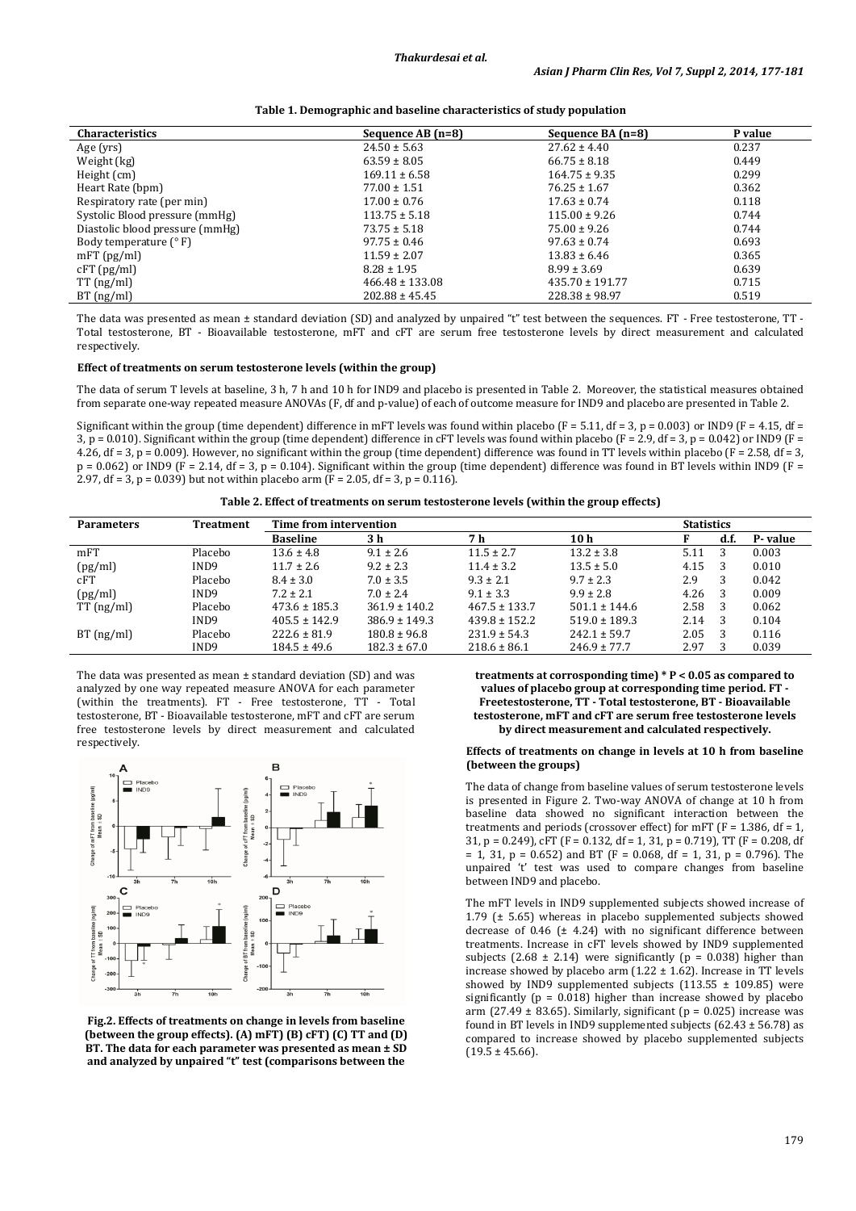**Table 1. Demographic and baseline characteristics of study population**

| Characteristics | Sequence AB (n=8) | Sequence BA (n=8) | P value |
|---|---|---|---|
| Age (yrs) | 24.50 ± 5.63 | 27.62 ± 4.40 | 0.237 |
| Weight (kg) | 63.59 ± 8.05 | 66.75 ± 8.18 | 0.449 |
| Height (cm) | 169.11 ± 6.58 | 164.75 ± 9.35 | 0.299 |
| Heart Rate (bpm) | 77.00 ± 1.51 | 76.25 ± 1.67 | 0.362 |
| Respiratory rate (per min) | 17.00 ± 0.76 | 17.63 ± 0.74 | 0.118 |
| Systolic Blood pressure (mmHg) | 113.75 ± 5.18 | 115.00 ± 9.26 | 0.744 |
| Diastolic blood pressure (mmHg) | 73.75 ± 5.18 | 75.00 ± 9.26 | 0.744 |
| Body temperature (° F) | 97.75 ± 0.46 | 97.63 ± 0.74 | 0.693 |
| mFT (pg/ml) | 11.59 ± 2.07 | 13.83 ± 6.46 | 0.365 |
| cFT (pg/ml) | 8.28 ± 1.95 | 8.99 ± 3.69 | 0.639 |
| TT (ng/ml) | 466.48 ± 133.08 | 435.70 ± 191.77 | 0.715 |
| BT (ng/ml) | 202.88 ± 45.45 | 228.38 ± 98.97 | 0.519 |

The data was presented as mean ± standard deviation (SD) and analyzed by unpaired "t" test between the sequences. FT - Free testosterone, TT - Total testosterone, BT - Bioavailable testosterone, mFT and cFT are serum free testosterone levels by direct measurement and calculated respectively.

#### Effect of treatments on serum testosterone levels (within the group)

The data of serum T levels at baseline, 3 h, 7 h and 10 h for IND9 and placebo is presented in Table 2. Moreover, the statistical measures obtained from separate one-way repeated measure ANOVAs (F, df and p-value) of each of outcome measure for IND9 and placebo are presented in Table 2.

Significant within the group (time dependent) difference in mFT levels was found within placebo ($F = 5.11$, $df = 3$, $p = 0.003$) or IND9 ($F = 4.15$, $df = 3$, $p = 0.010$). Significant within the group (time dependent) difference in cFT levels was found within placebo ($F = 2.9$, $df = 3$, $p = 0.042$) or IND9 ($F = 4.26$, $df = 3$, $p = 0.009$). However, no significant within the group (time dependent) difference was found in TT levels within placebo ($F = 2.58$, $df = 3$, $p = 0.062$) or IND9 ($F = 2.14$, $df = 3$, $p = 0.104$). Significant within the group (time dependent) difference was found in BT levels within IND9 ($F = 2.97$, $df = 3$, $p = 0.039$) but not within placebo arm ($F = 2.05$, $df = 3$, $p = 0.116$).

**Table 2. Effect of treatments on serum testosterone levels (within the group effects)**

| Parameters | Treatment | Time from intervention | | | | Statistics | | |
|---|---|---|---|---|---|---|---|---|
| | | Baseline | 3 h | 7 h | 10 h | F | d.f. | P- value |
| mFT | Placebo | 13.6 ± 4.8 | 9.1 ± 2.6 | 11.5 ± 2.7 | 13.2 ± 3.8 | 5.11 | 3 | 0.003 |
| (pg/ml) | IND9 | 11.7 ± 2.6 | 9.2 ± 2.3 | 11.4 ± 3.2 | 13.5 ± 5.0 | 4.15 | 3 | 0.010 |
| cFT | Placebo | 8.4 ± 3.0 | 7.0 ± 3.5 | 9.3 ± 2.1 | 9.7 ± 2.3 | 2.9 | 3 | 0.042 |
| (pg/ml) | IND9 | 7.2 ± 2.1 | 7.0 ± 2.4 | 9.1 ± 3.3 | 9.9 ± 2.8 | 4.26 | 3 | 0.009 |
| TT (ng/ml) | Placebo | 473.6 ± 185.3 | 361.9 ± 140.2 | 467.5 ± 133.7 | 501.1 ± 144.6 | 2.58 | 3 | 0.062 |
| | IND9 | 405.5 ± 142.9 | 386.9 ± 149.3 | 439.8 ± 152.2 | 519.0 ± 189.3 | 2.14 | 3 | 0.104 |
| BT (ng/ml) | Placebo | 222.6 ± 81.9 | 180.8 ± 96.8 | 231.9 ± 54.3 | 242.1 ± 59.7 | 2.05 | 3 | 0.116 |
| | IND9 | 184.5 ± 49.6 | 182.3 ± 67.0 | 218.6 ± 86.1 | 246.9 ± 77.7 | 2.97 | 3 | 0.039 |

The data was presented as mean ± standard deviation (SD) and was analyzed by one way repeated measure ANOVA for each parameter (within the treatments). FT - Free testosterone, TT - Total testosterone, BT - Bioavailable testosterone, mFT and cFT are serum free testosterone levels by direct measurement and calculated respectively.

**Fig.2. Effects of treatments on change in levels from baseline (between the group effects). (A) mFT) (B) cFT) (C) TT and (D) BT. The data for each parameter was presented as mean ± SD and analyzed by unpaired "t" test (comparisons between the treatments at corrosponding time) * P < 0.05 as compared to values of placebo group at corresponding time period. FT - Freetestosterone, TT - Total testosterone, BT - Bioavailable testosterone, mFT and cFT are serum free testosterone levels by direct measurement and calculated respectively.**

#### Effects of treatments on change in levels at 10 h from baseline (between the groups)

The data of change from baseline values of serum testosterone levels is presented in Figure 2. Two-way ANOVA of change at 10 h from baseline data showed no significant interaction between the treatments and periods (crossover effect) for mFT ($F = 1.386$, $df = 1, 31$, $p = 0.249$), cFT ($F = 0.132$, $df = 1, 31$, $p = 0.719$), TT ($F = 0.208$, $df = 1, 31$, $p = 0.652$) and BT ($F = 0.068$, $df = 1, 31$, $p = 0.796$). The unpaired 't' test was used to compare changes from baseline between IND9 and placebo.

The mFT levels in IND9 supplemented subjects showed increase of 1.79 (± 5.65) whereas in placebo supplemented subjects showed decrease of 0.46 (± 4.24) with no significant difference between treatments. Increase in cFT levels showed by IND9 supplemented subjects (2.68 ± 2.14) were significantly ($p = 0.038$) higher than increase showed by placebo arm (1.22 ± 1.62). Increase in TT levels showed by IND9 supplemented subjects (113.55 ± 109.85) were significantly ($p = 0.018$) higher than increase showed by placebo arm (27.49 ± 83.65). Similarly, significant ($p = 0.025$) increase was found in BT levels in IND9 supplemented subjects (62.43 ± 56.78) as compared to increase showed by placebo supplemented subjects (19.5 ± 45.66).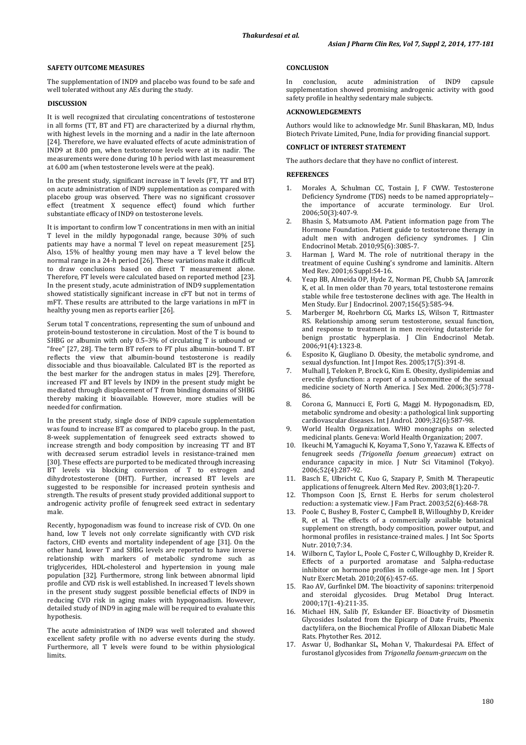## SAFETY OUTCOME MEASURES

The supplementation of IND9 and placebo was found to be safe and well tolerated without any AEs during the study.

## DISCUSSION

It is well recognized that circulating concentrations of testosterone in all forms (TT, BT and FT) are characterized by a diurnal rhythm, with highest levels in the morning and a nadir in the late afternoon [24]. Therefore, we have evaluated effects of acute administration of IND9 at 8.00 pm, when testosterone levels were at its nadir. The measurements were done during 10 h period with last measurement at 6.00 am (when testosterone levels were at the peak).

In the present study, significant increase in T levels (FT, TT and BT) on acute administration of IND9 supplementation as compared with placebo group was observed. There was no significant crossover effect (treatment X sequence effect) found which further substantiate efficacy of IND9 on testosterone levels.

It is important to confirm low T concentrations in men with an initial T level in the mildly hypogonadal range, because 30% of such patients may have a normal T level on repeat measurement [25]. Also, 15% of healthy young men may have a T level below the normal range in a 24-h period [26]. These variations make it difficult to draw conclusions based on direct T measurement alone. Therefore, FT levels were calculated based on reported method [23]. In the present study, acute administration of IND9 supplementation showed statistically significant increase in cFT but not in terms of mFT. These results are attributed to the large variations in mFT in healthy young men as reports earlier [26].

Serum total T concentrations, representing the sum of unbound and protein-bound testosterone in circulation. Most of the T is bound to SHBG or albumin with only 0.5–3% of circulating T is unbound or "free" [27, 28]. The term BT refers to FT plus albumin-bound T. BT reflects the view that albumin-bound testosterone is readily dissociable and thus bioavailable. Calculated BT is the reported as the best marker for the androgen status in males [29]. Therefore, increased FT and BT levels by IND9 in the present study might be mediated through displacement of T from binding domains of SHBG thereby making it bioavailable. However, more studies will be needed for confirmation.

In the present study, single dose of IND9 capsule supplementation was found to increase BT as compared to placebo group. In the past, 8-week supplementation of fenugreek seed extracts showed to increase strength and body composition by increasing TT and BT with decreased serum estradiol levels in resistance-trained men [30]. These effects are purported to be mediated through increasing BT levels via blocking conversion of T to estrogen and dihydrotestosterone (DHT). Further, increased BT levels are suggested to be responsible for increased protein synthesis and strength. The results of present study provided additional support to androgenic activity profile of fenugreek seed extract in sedentary male.

Recently, hypogonadism was found to increase risk of CVD. On one hand, low T levels not only correlate significantly with CVD risk factors, CHD events and mortality independent of age [31]. On the other hand, lower T and SHBG levels are reported to have inverse relationship with markers of metabolic syndrome such as triglycerides, HDL-cholesterol and hypertension in young male population [32]. Furthermore, strong link between abnormal lipid profile and CVD risk is well established. In increased T levels shown in the present study suggest possible beneficial effects of IND9 in reducing CVD risk in aging males with hypogonadism. However, detailed study of IND9 in aging male will be required to evaluate this hypothesis.

The acute administration of IND9 was well tolerated and showed excellent safety profile with no adverse events during the study. Furthermore, all T levels were found to be within physiological limits.

## CONCLUSION

In conclusion, acute administration of IND9 capsule supplementation showed promising androgenic activity with good safety profile in healthy sedentary male subjects.

## ACKNOWLEDGEMENTS

Authors would like to acknowledge Mr. Sunil Bhaskaran, MD, Indus Biotech Private Limited, Pune, India for providing financial support.

## CONFLICT OF INTEREST STATEMENT

The authors declare that they have no conflict of interest.

## REFERENCES

1. Morales A, Schulman CC, Tostain J, F CWW. Testosterone Deficiency Syndrome (TDS) needs to be named appropriately--the importance of accurate terminology. Eur Urol. 2006;50(3):407-9.
2. Bhasin S, Matsumoto AM. Patient information page from The Hormone Foundation. Patient guide to testosterone therapy in adult men with androgen deficiency syndromes. J Clin Endocrinol Metab. 2010;95(6):3085-7.
3. Harman J, Ward M. The role of nutritional therapy in the treatment of equine Cushing's syndrome and laminitis. Altern Med Rev. 2001;6 Suppl:S4-16.
4. Yeap BB, Almeida OP, Hyde Z, Norman PE, Chubb SA, Jamrozik K, et al. In men older than 70 years, total testosterone remains stable while free testosterone declines with age. The Health in Men Study. Eur J Endocrinol. 2007;156(5):585-94.
5. Marberger M, Roehrborn CG, Marks LS, Wilson T, Rittmaster RS. Relationship among serum testosterone, sexual function, and response to treatment in men receiving dutasteride for benign prostatic hyperplasia. J Clin Endocrinol Metab. 2006;91(4):1323-8.
6. Esposito K, Giugliano D. Obesity, the metabolic syndrome, and sexual dysfunction. Int J Impot Res. 2005;17(5):391-8.
7. Mulhall J, Teloken P, Brock G, Kim E. Obesity, dyslipidemias and erectile dysfunction: a report of a subcommittee of the sexual medicine society of North America. J Sex Med. 2006;3(5):778-86.
8. Corona G, Mannucci E, Forti G, Maggi M. Hypogonadism, ED, metabolic syndrome and obesity: a pathological link supporting cardiovascular diseases. Int J Androl. 2009;32(6):587-98.
9. World Health Organization. WHO monographs on selected medicinal plants. Geneva: World Health Organization; 2007.
10. Ikeuchi M, Yamaguchi K, Koyama T, Sono Y, Yazawa K. Effects of fenugreek seeds *(Trigonella foenum greaecum*) extract on endurance capacity in mice. J Nutr Sci Vitaminol (Tokyo). 2006;52(4):287-92.
11. Basch E, Ulbricht C, Kuo G, Szapary P, Smith M. Therapeutic applications of fenugreek. Altern Med Rev. 2003;8(1):20-7.
12. Thompson Coon JS, Ernst E. Herbs for serum cholesterol reduction: a systematic view. J Fam Pract. 2003;52(6):468-78.
13. Poole C, Bushey B, Foster C, Campbell B, Willoughby D, Kreider R, et al. The effects of a commercially available botanical supplement on strength, body composition, power output, and hormonal profiles in resistance-trained males. J Int Soc Sports Nutr. 2010;7:34.
14. Wilborn C, Taylor L, Poole C, Foster C, Willoughby D, Kreider R. Effects of a purported aromatase and 5alpha-reductase inhibitor on hormone profiles in college-age men. Int J Sport Nutr Exerc Metab. 2010;20(6):457-65.
15. Rao AV, Gurfinkel DM. The bioactivity of saponins: triterpenoid and steroidal glycosides. Drug Metabol Drug Interact. 2000;17(1-4):211-35.
16. Michael HN, Salib JY, Eskander EF. Bioactivity of Diosmetin Glycosides Isolated from the Epicarp of Date Fruits, Phoenix dactylifera, on the Biochemical Profile of Alloxan Diabetic Male Rats. Phytother Res. 2012.
17. Aswar U, Bodhankar SL, Mohan V, Thakurdesai PA. Effect of furostanol glycosides from *Trigonella foenum-graecum* on the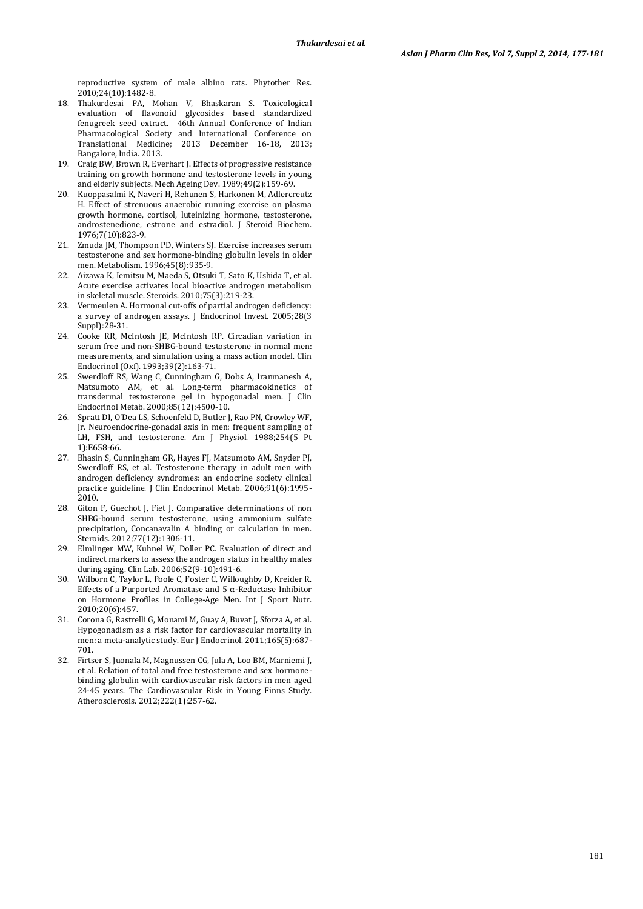reproductive system of male albino rats. Phytother Res. 2010;24(10):1482-8.

18. Thakurdesai PA, Mohan V, Bhaskaran S. Toxicological evaluation of flavonoid glycosides based standardized fenugreek seed extract. 46th Annual Conference of Indian Pharmacological Society and International Conference on Translational Medicine; 2013 December 16-18, 2013; Bangalore, India. 2013.
19. Craig BW, Brown R, Everhart J. Effects of progressive resistance training on growth hormone and testosterone levels in young and elderly subjects. Mech Ageing Dev. 1989;49(2):159-69.
20. Kuoppasalmi K, Naveri H, Rehunen S, Harkonen M, Adlercreutz H. Effect of strenuous anaerobic running exercise on plasma growth hormone, cortisol, luteinizing hormone, testosterone, androstenedione, estrone and estradiol. J Steroid Biochem. 1976;7(10):823-9.
21. Zmuda JM, Thompson PD, Winters SJ. Exercise increases serum testosterone and sex hormone-binding globulin levels in older men. Metabolism. 1996;45(8):935-9.
22. Aizawa K, Iemitsu M, Maeda S, Otsuki T, Sato K, Ushida T, et al. Acute exercise activates local bioactive androgen metabolism in skeletal muscle. Steroids. 2010;75(3):219-23.
23. Vermeulen A. Hormonal cut-offs of partial androgen deficiency: a survey of androgen assays. J Endocrinol Invest. 2005;28(3 Suppl):28-31.
24. Cooke RR, McIntosh JE, McIntosh RP. Circadian variation in serum free and non-SHBG-bound testosterone in normal men: measurements, and simulation using a mass action model. Clin Endocrinol (Oxf). 1993;39(2):163-71.
25. Swerdloff RS, Wang C, Cunningham G, Dobs A, Iranmanesh A, Matsumoto AM, et al. Long-term pharmacokinetics of transdermal testosterone gel in hypogonadal men. J Clin Endocrinol Metab. 2000;85(12):4500-10.
26. Spratt DI, O'Dea LS, Schoenfeld D, Butler J, Rao PN, Crowley WF, Jr. Neuroendocrine-gonadal axis in men: frequent sampling of LH, FSH, and testosterone. Am J Physiol. 1988;254(5 Pt 1):E658-66.
27. Bhasin S, Cunningham GR, Hayes FJ, Matsumoto AM, Snyder PJ, Swerdloff RS, et al. Testosterone therapy in adult men with androgen deficiency syndromes: an endocrine society clinical practice guideline. J Clin Endocrinol Metab. 2006;91(6):1995-2010.
28. Giton F, Guechot J, Fiet J. Comparative determinations of non SHBG-bound serum testosterone, using ammonium sulfate precipitation, Concanavalin A binding or calculation in men. Steroids. 2012;77(12):1306-11.
29. Elmlinger MW, Kuhnel W, Doller PC. Evaluation of direct and indirect markers to assess the androgen status in healthy males during aging. Clin Lab. 2006;52(9-10):491-6.
30. Wilborn C, Taylor L, Poole C, Foster C, Willoughby D, Kreider R. Effects of a Purported Aromatase and 5 α-Reductase Inhibitor on Hormone Profiles in College-Age Men. Int J Sport Nutr. 2010;20(6):457.
31. Corona G, Rastrelli G, Monami M, Guay A, Buvat J, Sforza A, et al. Hypogonadism as a risk factor for cardiovascular mortality in men: a meta-analytic study. Eur J Endocrinol. 2011;165(5):687-701.
32. Firtser S, Juonala M, Magnussen CG, Jula A, Loo BM, Marniemi J, et al. Relation of total and free testosterone and sex hormone-binding globulin with cardiovascular risk factors in men aged 24-45 years. The Cardiovascular Risk in Young Finns Study. Atherosclerosis. 2012;222(1):257-62.